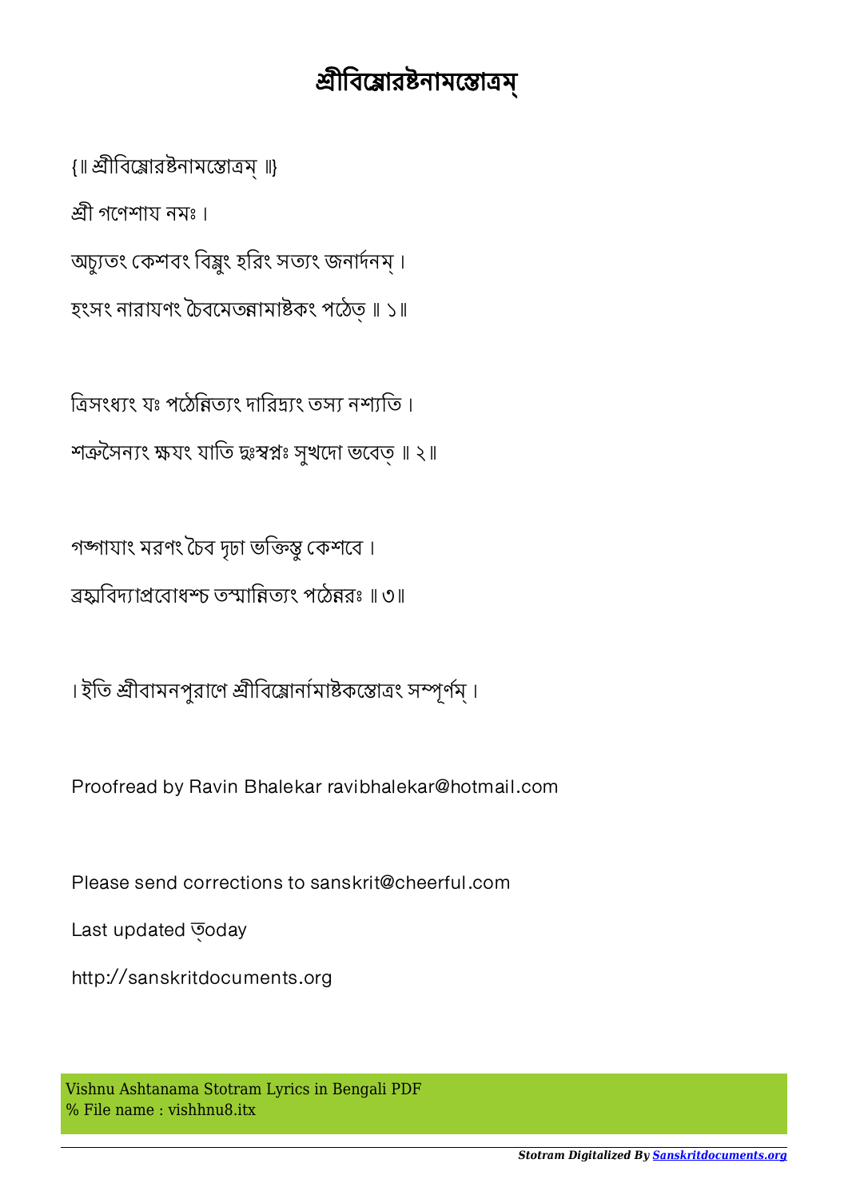# শ্রীবিষ্ণোরষ্টনামস্তোত্রম্

{॥ শ্রীবিষ্ণোরষ্টনামস্তোত্রম্ ॥}

শ্রী গণেশায নমঃ ।

অচ্যুতং কেশবং বিষ্ণুং হরিং সত্যং জনার্দনম্ ।

হংসং নারাযণং চৈবমেতন্নামাষ্টকং পঠেত্ ॥ ১॥

ত্রিসংধ্যং যঃ পঠেন্নিত্যং দারিদ্র্যং তস্য নশ্যতি ।

শত্রুসৈন্যং ক্ষযং যাতি দুঃস্বপ্নঃ সুখদো ভবেত্ ॥ ২॥

গঙ্গাযাং মরণং চৈব দৃঢা ভক্তিস্তু কেশবে ।

ব্রহ্মবিদ্যাপ্রবোধশ্চ তস্মান্নিত্যং পঠেন্নরঃ ॥ ৩॥

। ইতি শ্রীবামনপুরাণে শ্রীবিষ্ণোর্নামাষ্টকস্তোত্রং সম্পূর্ণম্ ।

Proofread by Ravin Bhalekar ravibhalekar@hotmail.com

Please send corrections to sanskrit@cheerful.com

Last updated ত্oday

http://sanskritdocuments.org

Vishnu Ashtanama Stotram Lyrics in Bengali PDF
% File name : vishhnu8.itx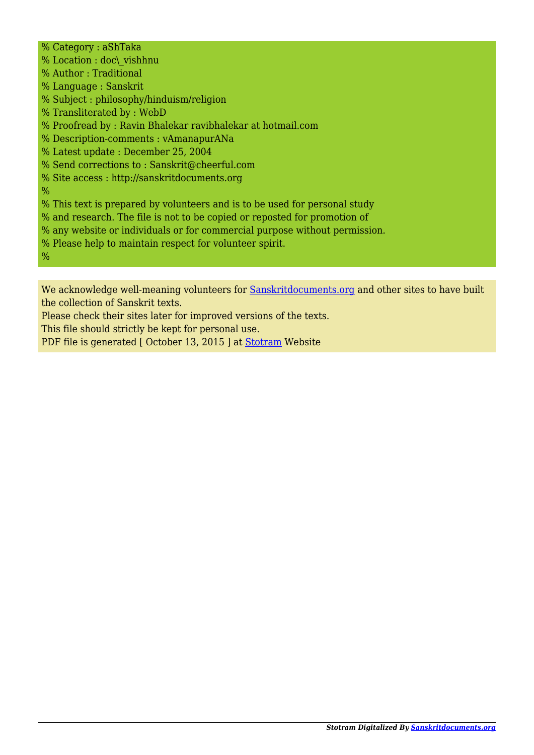% Category : aShTaka
% Location : doc\_vishhnu
% Author : Traditional
% Language : Sanskrit
% Subject : philosophy/hinduism/religion
% Transliterated by : WebD
% Proofread by : Ravin Bhalekar ravibhalekar at hotmail.com
% Description-comments : vAmanapurANa
% Latest update : December 25, 2004
% Send corrections to : Sanskrit@cheerful.com
% Site access : http://sanskritdocuments.org
%
% This text is prepared by volunteers and is to be used for personal study
% and research. The file is not to be copied or reposted for promotion of
% any website or individuals or for commercial purpose without permission.
% Please help to maintain respect for volunteer spirit.
%

We acknowledge well-meaning volunteers for Sanskritdocuments.org and other sites to have built the collection of Sanskrit texts.
Please check their sites later for improved versions of the texts.
This file should strictly be kept for personal use.
PDF file is generated [ October 13, 2015 ] at Stotram Website